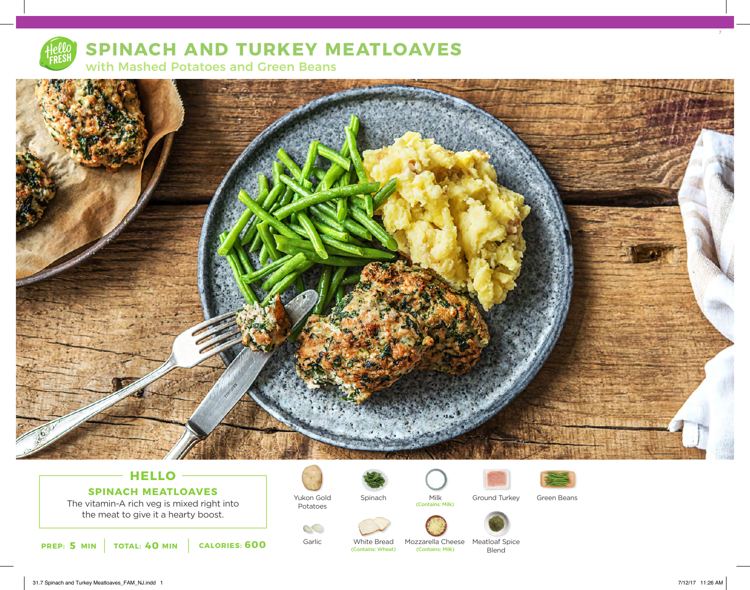# SPINACH AND TURKEY MEATLOAVES

## with Mashed Potatoes and Green Beans

### HELLO

**SPINACH MEATLOAVES**

The vitamin-A rich veg is mixed right into the meat to give it a hearty boost.

**PREP:** 5 MIN | **TOTAL:** 40 MIN | **CALORIES:** 600

- Yukon Gold Potatoes
- Spinach
- Milk (Contains: Milk)
- Ground Turkey
- Green Beans
- Garlic
- White Bread (Contains: Wheat)
- Mozzarella Cheese (Contains: Milk)
- Meatloaf Spice Blend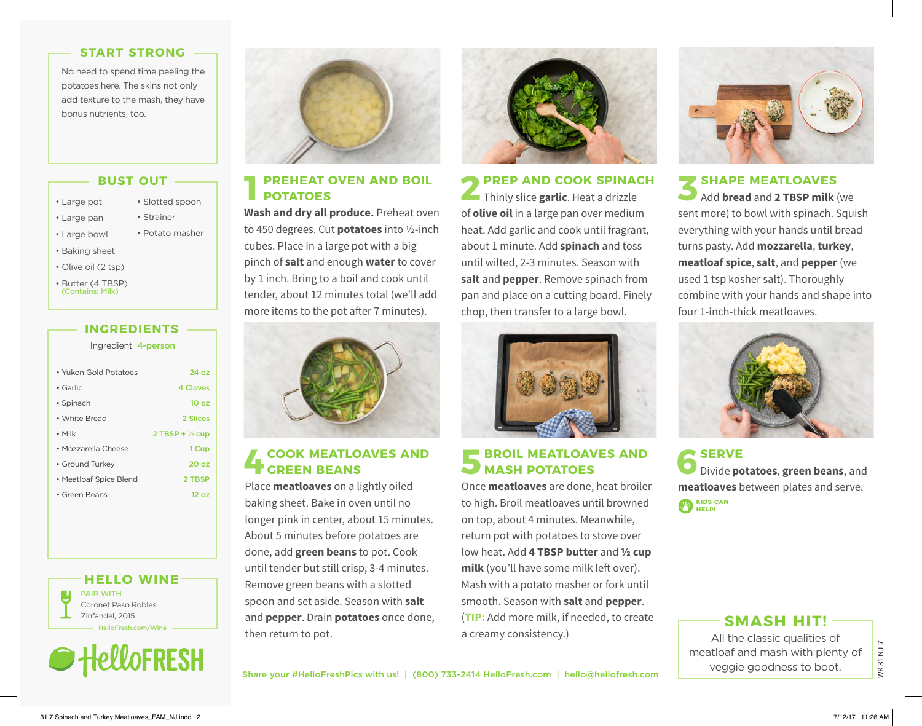## START STRONG

No need to spend time peeling the potatoes here. The skins not only add texture to the mash, they have bonus nutrients, too.

## BUST OUT

- Large pot
- Large pan
- Large bowl
- Baking sheet
- Olive oil (2 tsp)
- Butter (4 TBSP) (Contains: Milk)
- Slotted spoon
- Strainer
- Potato masher

## INGREDIENTS

| Ingredient | 4-person |
|---|---|
| Yukon Gold Potatoes | 24 oz |
| Garlic | 4 Cloves |
| Spinach | 10 oz |
| White Bread | 2 Slices |
| Milk | 2 TBSP + ½ cup |
| Mozzarella Cheese | 1 Cup |
| Ground Turkey | 20 oz |
| Meatloaf Spice Blend | 2 TBSP |
| Green Beans | 12 oz |

## HELLO WINE

PAIR WITH
Coronet Paso Robles
Zinfandel, 2015

HelloFresh.com/Wine

HelloFRESH

### 1 PREHEAT OVEN AND BOIL POTATOES

**Wash and dry all produce.** Preheat oven to 450 degrees. Cut **potatoes** into ½-inch cubes. Place in a large pot with a big pinch of **salt** and enough **water** to cover by 1 inch. Bring to a boil and cook until tender, about 12 minutes total (we'll add more items to the pot after 7 minutes).

### 2 PREP AND COOK SPINACH

Thinly slice **garlic**. Heat a drizzle of **olive oil** in a large pan over medium heat. Add garlic and cook until fragrant, about 1 minute. Add **spinach** and toss until wilted, 2-3 minutes. Season with **salt** and **pepper**. Remove spinach from pan and place on a cutting board. Finely chop, then transfer to a large bowl.

### 3 SHAPE MEATLOAVES

Add **bread** and **2 TBSP milk** (we sent more) to bowl with spinach. Squish everything with your hands until bread turns pasty. Add **mozzarella**, **turkey**, **meatloaf spice**, **salt**, and **pepper** (we used 1 tsp kosher salt). Thoroughly combine with your hands and shape into four 1-inch-thick meatloaves.

### 4 COOK MEATLOAVES AND GREEN BEANS

Place **meatloaves** on a lightly oiled baking sheet. Bake in oven until no longer pink in center, about 15 minutes. About 5 minutes before potatoes are done, add **green beans** to pot. Cook until tender but still crisp, 3-4 minutes. Remove green beans with a slotted spoon and set aside. Season with **salt** and **pepper**. Drain **potatoes** once done, then return to pot.

### 5 BROIL MEATLOAVES AND MASH POTATOES

Once **meatloaves** are done, heat broiler to high. Broil meatloaves until browned on top, about 4 minutes. Meanwhile, return pot with potatoes to stove over low heat. Add **4 TBSP butter** and **½ cup milk** (you'll have some milk left over). Mash with a potato masher or fork until smooth. Season with **salt** and **pepper**. (**TIP:** Add more milk, if needed, to create a creamy consistency.)

### 6 SERVE

Divide **potatoes**, **green beans**, and **meatloaves** between plates and serve.

KIDS CAN HELP!

## SMASH HIT!

All the classic qualities of meatloaf and mash with plenty of veggie goodness to boot.

Share your #HelloFreshPics with us! | (800) 733-2414 HelloFresh.com | hello@hellofresh.com

WK 31 NJ-7